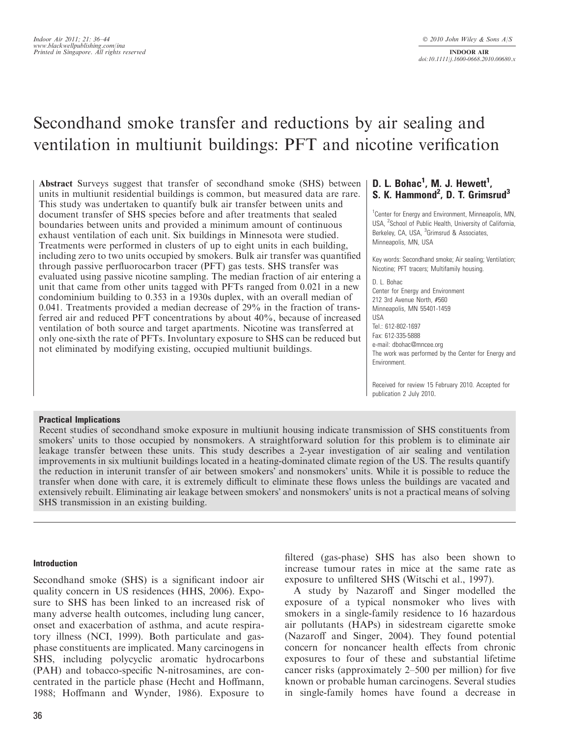# Secondhand smoke transfer and reductions by air sealing and ventilation in multiunit buildings: PFT and nicotine verification

**Abstract** Surveys suggest that transfer of secondhand smoke (SHS) between units in multiunit residential buildings is common, but measured data are rare. This study was undertaken to quantify bulk air transfer between units and document transfer of SHS species before and after treatments that sealed boundaries between units and provided a minimum amount of continuous exhaust ventilation of each unit. Six buildings in Minnesota were studied. Treatments were performed in clusters of up to eight units in each building, including zero to two units occupied by smokers. Bulk air transfer was quantified through passive perfluorocarbon tracer (PFT) gas tests. SHS transfer was evaluated using passive nicotine sampling. The median fraction of air entering a unit that came from other units tagged with PFTs ranged from 0.021 in a new condominium building to 0.353 in a 1930s duplex, with an overall median of 0.041. Treatments provided a median decrease of 29% in the fraction of transferred air and reduced PFT concentrations by about 40%, because of increased ventilation of both source and target apartments. Nicotine was transferred at only one-sixth the rate of PFTs. Involuntary exposure to SHS can be reduced but not eliminated by modifying existing, occupied multiunit buildings.

**D. L. Bohac[1], M. J. Hewett[1], S. K. Hammond[2], D. T. Grimsrud[3]**

[1]Center for Energy and Environment, Minneapolis, MN, USA, [2]School of Public Health, University of California, Berkeley, CA, USA, [3]Grimsrud & Associates, Minneapolis, MN, USA

Key words: Secondhand smoke; Air sealing; Ventilation; Nicotine; PFT tracers; Multifamily housing.

D. L. Bohac
Center for Energy and Environment
212 3rd Avenue North, #560
Minneapolis, MN 55401-1459
USA
Tel.: 612-802-1697
Fax: 612-335-5888
e-mail: dbohac@mncee.org
The work was performed by the Center for Energy and Environment.

Received for review 15 February 2010. Accepted for publication 2 July 2010.

## Practical Implications

Recent studies of secondhand smoke exposure in multiunit housing indicate transmission of SHS constituents from smokers' units to those occupied by nonsmokers. A straightforward solution for this problem is to eliminate air leakage transfer between these units. This study describes a 2-year investigation of air sealing and ventilation improvements in six multiunit buildings located in a heating-dominated climate region of the US. The results quantify the reduction in interunit transfer of air between smokers' and nonsmokers' units. While it is possible to reduce the transfer when done with care, it is extremely difficult to eliminate these flows unless the buildings are vacated and extensively rebuilt. Eliminating air leakage between smokers' and nonsmokers' units is not a practical means of solving SHS transmission in an existing building.

## Introduction

Secondhand smoke (SHS) is a significant indoor air quality concern in US residences (HHS, 2006). Exposure to SHS has been linked to an increased risk of many adverse health outcomes, including lung cancer, onset and exacerbation of asthma, and acute respiratory illness (NCI, 1999). Both particulate and gas-phase constituents are implicated. Many carcinogens in SHS, including polycyclic aromatic hydrocarbons (PAH) and tobacco-specific N-nitrosamines, are concentrated in the particle phase (Hecht and Hoffmann, 1988; Hoffmann and Wynder, 1986). Exposure to filtered (gas-phase) SHS has also been shown to increase tumour rates in mice at the same rate as exposure to unfiltered SHS (Witschi et al., 1997).

A study by Nazaroff and Singer modelled the exposure of a typical nonsmoker who lives with smokers in a single-family residence to 16 hazardous air pollutants (HAPs) in sidestream cigarette smoke (Nazaroff and Singer, 2004). They found potential concern for noncancer health effects from chronic exposures to four of these and substantial lifetime cancer risks (approximately 2–500 per million) for five known or probable human carcinogens. Several studies in single-family homes have found a decrease in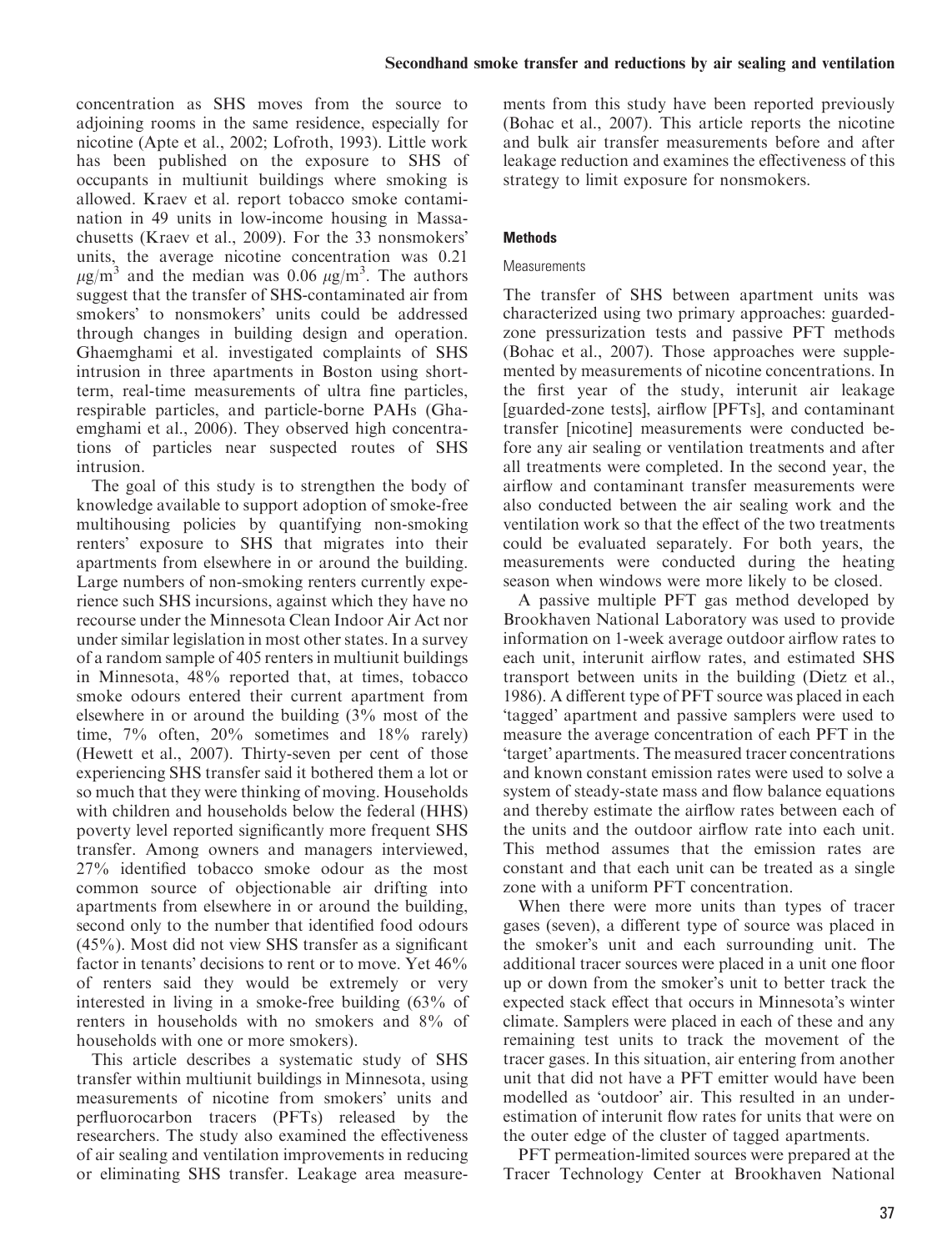concentration as SHS moves from the source to adjoining rooms in the same residence, especially for nicotine (Apte et al., 2002; Lofroth, 1993). Little work has been published on the exposure to SHS of occupants in multiunit buildings where smoking is allowed. Kraev et al. report tobacco smoke contamination in 49 units in low-income housing in Massachusetts (Kraev et al., 2009). For the 33 nonsmokers' units, the average nicotine concentration was 0.21 $\mu g/m^3$ and the median was 0.06 $\mu g/m^3$. The authors suggest that the transfer of SHS-contaminated air from smokers' to nonsmokers' units could be addressed through changes in building design and operation. Ghaemghami et al. investigated complaints of SHS intrusion in three apartments in Boston using short-term, real-time measurements of ultra fine particles, respirable particles, and particle-borne PAHs (Ghaemghami et al., 2006). They observed high concentrations of particles near suspected routes of SHS intrusion.

The goal of this study is to strengthen the body of knowledge available to support adoption of smoke-free multihousing policies by quantifying non-smoking renters' exposure to SHS that migrates into their apartments from elsewhere in or around the building. Large numbers of non-smoking renters currently experience such SHS incursions, against which they have no recourse under the Minnesota Clean Indoor Air Act nor under similar legislation in most other states. In a survey of a random sample of 405 renters in multiunit buildings in Minnesota, 48% reported that, at times, tobacco smoke odours entered their current apartment from elsewhere in or around the building (3% most of the time, 7% often, 20% sometimes and 18% rarely) (Hewett et al., 2007). Thirty-seven per cent of those experiencing SHS transfer said it bothered them a lot or so much that they were thinking of moving. Households with children and households below the federal (HHS) poverty level reported significantly more frequent SHS transfer. Among owners and managers interviewed, 27% identified tobacco smoke odour as the most common source of objectionable air drifting into apartments from elsewhere in or around the building, second only to the number that identified food odours (45%). Most did not view SHS transfer as a significant factor in tenants' decisions to rent or to move. Yet 46% of renters said they would be extremely or very interested in living in a smoke-free building (63% of renters in households with no smokers and 8% of households with one or more smokers).

This article describes a systematic study of SHS transfer within multiunit buildings in Minnesota, using measurements of nicotine from smokers' units and perfluorocarbon tracers (PFTs) released by the researchers. The study also examined the effectiveness of air sealing and ventilation improvements in reducing or eliminating SHS transfer. Leakage area measurements from this study have been reported previously (Bohac et al., 2007). This article reports the nicotine and bulk air transfer measurements before and after leakage reduction and examines the effectiveness of this strategy to limit exposure for nonsmokers.

## Methods

### Measurements

The transfer of SHS between apartment units was characterized using two primary approaches: guarded-zone pressurization tests and passive PFT methods (Bohac et al., 2007). Those approaches were supplemented by measurements of nicotine concentrations. In the first year of the study, interunit air leakage [guarded-zone tests], airflow [PFTs], and contaminant transfer [nicotine] measurements were conducted before any air sealing or ventilation treatments and after all treatments were completed. In the second year, the airflow and contaminant transfer measurements were also conducted between the air sealing work and the ventilation work so that the effect of the two treatments could be evaluated separately. For both years, the measurements were conducted during the heating season when windows were more likely to be closed.

A passive multiple PFT gas method developed by Brookhaven National Laboratory was used to provide information on 1-week average outdoor airflow rates to each unit, interunit airflow rates, and estimated SHS transport between units in the building (Dietz et al., 1986). A different type of PFT source was placed in each 'tagged' apartment and passive samplers were used to measure the average concentration of each PFT in the 'target' apartments. The measured tracer concentrations and known constant emission rates were used to solve a system of steady-state mass and flow balance equations and thereby estimate the airflow rates between each of the units and the outdoor airflow rate into each unit. This method assumes that the emission rates are constant and that each unit can be treated as a single zone with a uniform PFT concentration.

When there were more units than types of tracer gases (seven), a different type of source was placed in the smoker's unit and each surrounding unit. The additional tracer sources were placed in a unit one floor up or down from the smoker's unit to better track the expected stack effect that occurs in Minnesota's winter climate. Samplers were placed in each of these and any remaining test units to track the movement of the tracer gases. In this situation, air entering from another unit that did not have a PFT emitter would have been modelled as 'outdoor' air. This resulted in an underestimation of interunit flow rates for units that were on the outer edge of the cluster of tagged apartments.

PFT permeation-limited sources were prepared at the Tracer Technology Center at Brookhaven National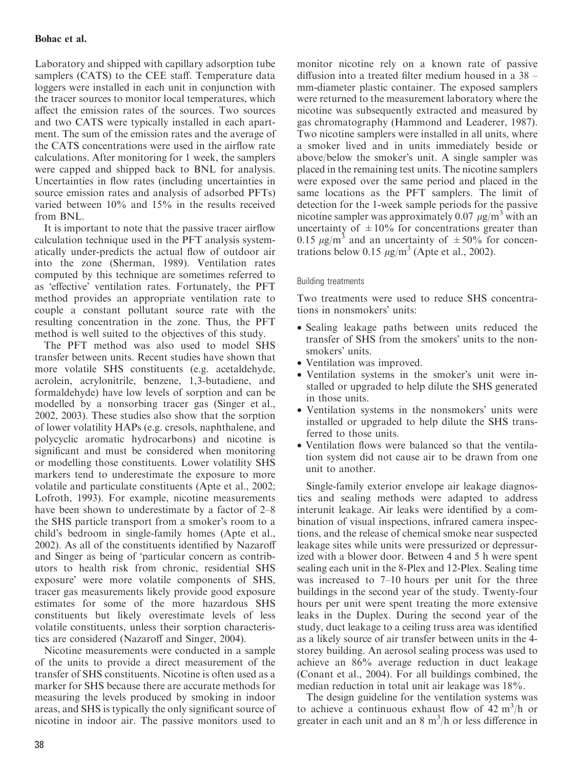Laboratory and shipped with capillary adsorption tube samplers (CATS) to the CEE staff. Temperature data loggers were installed in each unit in conjunction with the tracer sources to monitor local temperatures, which affect the emission rates of the sources. Two sources and two CATS were typically installed in each apartment. The sum of the emission rates and the average of the CATS concentrations were used in the airflow rate calculations. After monitoring for 1 week, the samplers were capped and shipped back to BNL for analysis. Uncertainties in flow rates (including uncertainties in source emission rates and analysis of adsorbed PFTs) varied between 10% and 15% in the results received from BNL.

It is important to note that the passive tracer airflow calculation technique used in the PFT analysis systematically under-predicts the actual flow of outdoor air into the zone (Sherman, 1989). Ventilation rates computed by this technique are sometimes referred to as 'effective' ventilation rates. Fortunately, the PFT method provides an appropriate ventilation rate to couple a constant pollutant source rate with the resulting concentration in the zone. Thus, the PFT method is well suited to the objectives of this study.

The PFT method was also used to model SHS transfer between units. Recent studies have shown that more volatile SHS constituents (e.g. acetaldehyde, acrolein, acrylonitrile, benzene, 1,3-butadiene, and formaldehyde) have low levels of sorption and can be modelled by a nonsorbing tracer gas (Singer et al., 2002, 2003). These studies also show that the sorption of lower volatility HAPs (e.g. cresols, naphthalene, and polycyclic aromatic hydrocarbons) and nicotine is significant and must be considered when monitoring or modelling those constituents. Lower volatility SHS markers tend to underestimate the exposure to more volatile and particulate constituents (Apte et al., 2002; Lofroth, 1993). For example, nicotine measurements have been shown to underestimate by a factor of 2–8 the SHS particle transport from a smoker's room to a child's bedroom in single-family homes (Apte et al., 2002). As all of the constituents identified by Nazaroff and Singer as being of 'particular concern as contributors to health risk from chronic, residential SHS exposure' were more volatile components of SHS, tracer gas measurements likely provide good exposure estimates for some of the more hazardous SHS constituents but likely overestimate levels of less volatile constituents, unless their sorption characteristics are considered (Nazaroff and Singer, 2004).

Nicotine measurements were conducted in a sample of the units to provide a direct measurement of the transfer of SHS constituents. Nicotine is often used as a marker for SHS because there are accurate methods for measuring the levels produced by smoking in indoor areas, and SHS is typically the only significant source of nicotine in indoor air. The passive monitors used to monitor nicotine rely on a known rate of passive diffusion into a treated filter medium housed in a 38 – mm-diameter plastic container. The exposed samplers were returned to the measurement laboratory where the nicotine was subsequently extracted and measured by gas chromatography (Hammond and Leaderer, 1987). Two nicotine samplers were installed in all units, where a smoker lived and in units immediately beside or above/below the smoker's unit. A single sampler was placed in the remaining test units. The nicotine samplers were exposed over the same period and placed in the same locations as the PFT samplers. The limit of detection for the 1-week sample periods for the passive nicotine sampler was approximately 0.07 $\mu g/m^3$ with an uncertainty of $\pm 10\%$ for concentrations greater than 0.15 $\mu g/m^3$ and an uncertainty of $\pm 50\%$ for concentrations below 0.15 $\mu g/m^3$ (Apte et al., 2002).

### Building treatments

Two treatments were used to reduce SHS concentrations in nonsmokers' units:

- Sealing leakage paths between units reduced the transfer of SHS from the smokers' units to the nonsmokers' units.
- Ventilation was improved.
- Ventilation systems in the smoker's unit were installed or upgraded to help dilute the SHS generated in those units.
- Ventilation systems in the nonsmokers' units were installed or upgraded to help dilute the SHS transferred to those units.
- Ventilation flows were balanced so that the ventilation system did not cause air to be drawn from one unit to another.

Single-family exterior envelope air leakage diagnostics and sealing methods were adapted to address interunit leakage. Air leaks were identified by a combination of visual inspections, infrared camera inspections, and the release of chemical smoke near suspected leakage sites while units were pressurized or depressurized with a blower door. Between 4 and 5 h were spent sealing each unit in the 8-Plex and 12-Plex. Sealing time was increased to 7–10 hours per unit for the three buildings in the second year of the study. Twenty-four hours per unit were spent treating the more extensive leaks in the Duplex. During the second year of the study, duct leakage to a ceiling truss area was identified as a likely source of air transfer between units in the 4-storey building. An aerosol sealing process was used to achieve an 86% average reduction in duct leakage (Conant et al., 2004). For all buildings combined, the median reduction in total unit air leakage was 18%.

The design guideline for the ventilation systems was to achieve a continuous exhaust flow of 42 $m^3/h$ or greater in each unit and an 8 $m^3/h$ or less difference in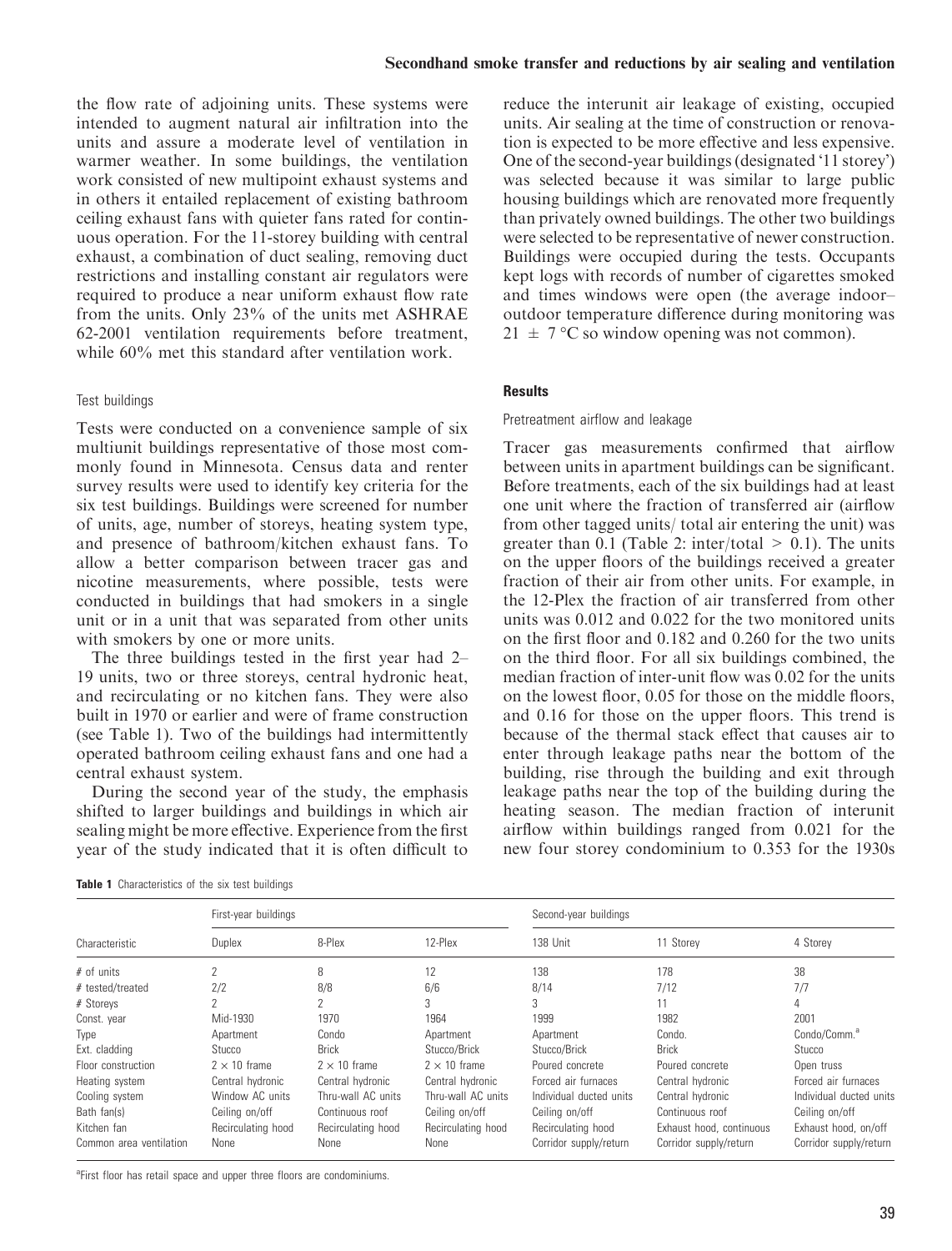the flow rate of adjoining units. These systems were intended to augment natural air infiltration into the units and assure a moderate level of ventilation in warmer weather. In some buildings, the ventilation work consisted of new multipoint exhaust systems and in others it entailed replacement of existing bathroom ceiling exhaust fans with quieter fans rated for continuous operation. For the 11-storey building with central exhaust, a combination of duct sealing, removing duct restrictions and installing constant air regulators were required to produce a near uniform exhaust flow rate from the units. Only 23% of the units met ASHRAE 62-2001 ventilation requirements before treatment, while 60% met this standard after ventilation work.

### Test buildings

Tests were conducted on a convenience sample of six multiunit buildings representative of those most commonly found in Minnesota. Census data and renter survey results were used to identify key criteria for the six test buildings. Buildings were screened for number of units, age, number of storeys, heating system type, and presence of bathroom/kitchen exhaust fans. To allow a better comparison between tracer gas and nicotine measurements, where possible, tests were conducted in buildings that had smokers in a single unit or in a unit that was separated from other units with smokers by one or more units.

The three buildings tested in the first year had 2–19 units, two or three storeys, central hydronic heat, and recirculating or no kitchen fans. They were also built in 1970 or earlier and were of frame construction (see Table 1). Two of the buildings had intermittently operated bathroom ceiling exhaust fans and one had a central exhaust system.

During the second year of the study, the emphasis shifted to larger buildings and buildings in which air sealing might be more effective. Experience from the first year of the study indicated that it is often difficult to reduce the interunit air leakage of existing, occupied units. Air sealing at the time of construction or renovation is expected to be more effective and less expensive. One of the second-year buildings (designated '11 storey') was selected because it was similar to large public housing buildings which are renovated more frequently than privately owned buildings. The other two buildings were selected to be representative of newer construction. Buildings were occupied during the tests. Occupants kept logs with records of number of cigarettes smoked and times windows were open (the average indoor–outdoor temperature difference during monitoring was $21 \pm 7$ °C so window opening was not common).

## Results

### Pretreatment airflow and leakage

Tracer gas measurements confirmed that airflow between units in apartment buildings can be significant. Before treatments, each of the six buildings had at least one unit where the fraction of transferred air (airflow from other tagged units/ total air entering the unit) was greater than 0.1 (Table 2: inter/total $> 0.1$). The units on the upper floors of the buildings received a greater fraction of their air from other units. For example, in the 12-Plex the fraction of air transferred from other units was 0.012 and 0.022 for the two monitored units on the first floor and 0.182 and 0.260 for the two units on the third floor. For all six buildings combined, the median fraction of inter-unit flow was 0.02 for the units on the lowest floor, 0.05 for those on the middle floors, and 0.16 for those on the upper floors. This trend is because of the thermal stack effect that causes air to enter through leakage paths near the bottom of the building, rise through the building and exit through leakage paths near the top of the building during the heating season. The median fraction of interunit airflow within buildings ranged from 0.021 for the new four storey condominium to 0.353 for the 1930s

**Table 1** Characteristics of the six test buildings

| Characteristic | First-year buildings | | | Second-year buildings | | |
|---|---|---|---|---|---|---|
| | Duplex | 8-Plex | 12-Plex | 138 Unit | 11 Storey | 4 Storey |
| # of units | 2 | 8 | 12 | 138 | 178 | 38 |
| # tested/treated | 2/2 | 8/8 | 6/6 | 8/14 | 7/12 | 7/7 |
| # Storeys | 2 | 2 | 3 | 3 | 11 | 4 |
| Const. year | Mid-1930 | 1970 | 1964 | 1999 | 1982 | 2001 |
| Type | Apartment | Condo | Apartment | Apartment | Condo. | Condo/Comm.[a] |
| Ext. cladding | Stucco | Brick | Stucco/Brick | Stucco/Brick | Brick | Stucco |
| Floor construction | 2 × 10 frame | 2 × 10 frame | 2 × 10 frame | Poured concrete | Poured concrete | Open truss |
| Heating system | Central hydronic | Central hydronic | Central hydronic | Forced air furnaces | Central hydronic | Forced air furnaces |
| Cooling system | Window AC units | Thru-wall AC units | Thru-wall AC units | Individual ducted units | Central hydronic | Individual ducted units |
| Bath fan(s) | Ceiling on/off | Continuous roof | Ceiling on/off | Ceiling on/off | Continuous roof | Ceiling on/off |
| Kitchen fan | Recirculating hood | Recirculating hood | Recirculating hood | Recirculating hood | Exhaust hood, continuous | Exhaust hood, on/off |
| Common area ventilation | None | None | None | Corridor supply/return | Corridor supply/return | Corridor supply/return |

[a]First floor has retail space and upper three floors are condominiums.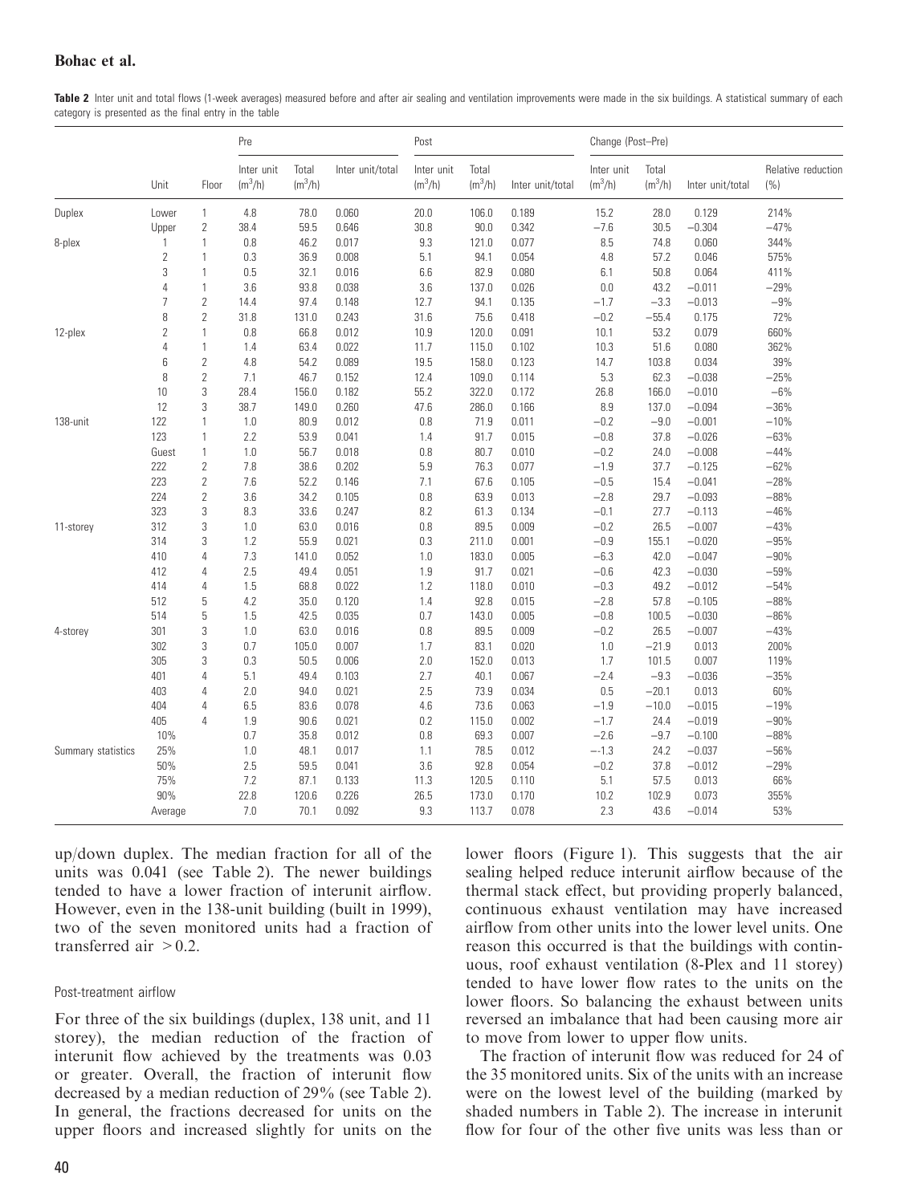**Table 2** Inter unit and total flows (1-week averages) measured before and after air sealing and ventilation improvements were made in the six buildings. A statistical summary of each category is presented as the final entry in the table

| | | | Pre | | | Post | | | Change (Post–Pre) | | | |
|---|---|---|---|---|---|---|---|---|---|---|---|---|
| | Unit | Floor | Inter unit ($m^3$/h) | Total ($m^3$/h) | Inter unit/total | Inter unit ($m^3$/h) | Total ($m^3$/h) | Inter unit/total | Inter unit ($m^3$/h) | Total ($m^3$/h) | Inter unit/total | Relative reduction (%) |
| Duplex | Lower | 1 | 4.8 | 78.0 | 0.060 | 20.0 | 106.0 | 0.189 | 15.2 | 28.0 | 0.129 | 214% |
| | Upper | 2 | 38.4 | 59.5 | 0.646 | 30.8 | 90.0 | 0.342 | −7.6 | 30.5 | −0.304 | −47% |
| 8-plex | 1 | 1 | 0.8 | 46.2 | 0.017 | 9.3 | 121.0 | 0.077 | 8.5 | 74.8 | 0.060 | 344% |
| | 2 | 1 | 0.3 | 36.9 | 0.008 | 5.1 | 94.1 | 0.054 | 4.8 | 57.2 | 0.046 | 575% |
| | 3 | 1 | 0.5 | 32.1 | 0.016 | 6.6 | 82.9 | 0.080 | 6.1 | 50.8 | 0.064 | 411% |
| | 4 | 1 | 3.6 | 93.8 | 0.038 | 3.6 | 137.0 | 0.026 | 0.0 | 43.2 | −0.011 | −29% |
| | 7 | 2 | 14.4 | 97.4 | 0.148 | 12.7 | 94.1 | 0.135 | −1.7 | −3.3 | −0.013 | −9% |
| | 8 | 2 | 31.8 | 131.0 | 0.243 | 31.6 | 75.6 | 0.418 | −0.2 | −55.4 | 0.175 | 72% |
| 12-plex | 2 | 1 | 0.8 | 66.8 | 0.012 | 10.9 | 120.0 | 0.091 | 10.1 | 53.2 | 0.079 | 660% |
| | 4 | 1 | 1.4 | 63.4 | 0.022 | 11.7 | 115.0 | 0.102 | 10.3 | 51.6 | 0.080 | 362% |
| | 6 | 2 | 4.8 | 54.2 | 0.089 | 19.5 | 158.0 | 0.123 | 14.7 | 103.8 | 0.034 | 39% |
| | 8 | 2 | 7.1 | 46.7 | 0.152 | 12.4 | 109.0 | 0.114 | 5.3 | 62.3 | −0.038 | −25% |
| | 10 | 3 | 28.4 | 156.0 | 0.182 | 55.2 | 322.0 | 0.172 | 26.8 | 166.0 | −0.010 | −6% |
| | 12 | 3 | 38.7 | 149.0 | 0.260 | 47.6 | 286.0 | 0.166 | 8.9 | 137.0 | −0.094 | −36% |
| 138-unit | 122 | 1 | 1.0 | 80.9 | 0.012 | 0.8 | 71.9 | 0.011 | −0.2 | −9.0 | −0.001 | −10% |
| | 123 | 1 | 2.2 | 53.9 | 0.041 | 1.4 | 91.7 | 0.015 | −0.8 | 37.8 | −0.026 | −63% |
| | Guest | 1 | 1.0 | 56.7 | 0.018 | 0.8 | 80.7 | 0.010 | −0.2 | 24.0 | −0.008 | −44% |
| | 222 | 2 | 7.8 | 38.6 | 0.202 | 5.9 | 76.3 | 0.077 | −1.9 | 37.7 | −0.125 | −62% |
| | 223 | 2 | 7.6 | 52.2 | 0.146 | 7.1 | 67.6 | 0.105 | −0.5 | 15.4 | −0.041 | −28% |
| | 224 | 2 | 3.6 | 34.2 | 0.105 | 0.8 | 63.9 | 0.013 | −2.8 | 29.7 | −0.093 | −88% |
| | 323 | 3 | 8.3 | 33.6 | 0.247 | 8.2 | 61.3 | 0.134 | −0.1 | 27.7 | −0.113 | −46% |
| 11-storey | 312 | 3 | 1.0 | 63.0 | 0.016 | 0.8 | 89.5 | 0.009 | −0.2 | 26.5 | −0.007 | −43% |
| | 314 | 3 | 1.2 | 55.9 | 0.021 | 0.3 | 211.0 | 0.001 | −0.9 | 155.1 | −0.020 | −95% |
| | 410 | 4 | 7.3 | 141.0 | 0.052 | 1.0 | 183.0 | 0.005 | −6.3 | 42.0 | −0.047 | −90% |
| | 412 | 4 | 2.5 | 49.4 | 0.051 | 1.9 | 91.7 | 0.021 | −0.6 | 42.3 | −0.030 | −59% |
| | 414 | 4 | 1.5 | 68.8 | 0.022 | 1.2 | 118.0 | 0.010 | −0.3 | 49.2 | −0.012 | −54% |
| | 512 | 5 | 4.2 | 35.0 | 0.120 | 1.4 | 92.8 | 0.015 | −2.8 | 57.8 | −0.105 | −88% |
| | 514 | 5 | 1.5 | 42.5 | 0.035 | 0.7 | 143.0 | 0.005 | −0.8 | 100.5 | −0.030 | −86% |
| 4-storey | 301 | 3 | 1.0 | 63.0 | 0.016 | 0.8 | 89.5 | 0.009 | −0.2 | 26.5 | −0.007 | −43% |
| | 302 | 3 | 0.7 | 105.0 | 0.007 | 1.7 | 83.1 | 0.020 | 1.0 | −21.9 | 0.013 | 200% |
| | 305 | 3 | 0.3 | 50.5 | 0.006 | 2.0 | 152.0 | 0.013 | 1.7 | 101.5 | 0.007 | 119% |
| | 401 | 4 | 5.1 | 49.4 | 0.103 | 2.7 | 40.1 | 0.067 | −2.4 | −9.3 | −0.036 | −35% |
| | 403 | 4 | 2.0 | 94.0 | 0.021 | 2.5 | 73.9 | 0.034 | 0.5 | −20.1 | 0.013 | 60% |
| | 404 | 4 | 6.5 | 83.6 | 0.078 | 4.6 | 73.6 | 0.063 | −1.9 | −10.0 | −0.015 | −19% |
| | 405 | 4 | 1.9 | 90.6 | 0.021 | 0.2 | 115.0 | 0.002 | −1.7 | 24.4 | −0.019 | −90% |
| Summary statistics | 10% | | 0.7 | 35.8 | 0.012 | 0.8 | 69.3 | 0.007 | −2.6 | −9.7 | −0.100 | −88% |
| | 25% | | 1.0 | 48.1 | 0.017 | 1.1 | 78.5 | 0.012 | −1.3 | 24.2 | −0.037 | −56% |
| | 50% | | 2.5 | 59.5 | 0.041 | 3.6 | 92.8 | 0.054 | −0.2 | 37.8 | −0.012 | −29% |
| | 75% | | 7.2 | 87.1 | 0.133 | 11.3 | 120.5 | 0.110 | 5.1 | 57.5 | 0.013 | 66% |
| | 90% | | 22.8 | 120.6 | 0.226 | 26.5 | 173.0 | 0.170 | 10.2 | 102.9 | 0.073 | 355% |
| | Average | | 7.0 | 70.1 | 0.092 | 9.3 | 113.7 | 0.078 | 2.3 | 43.6 | −0.014 | 53% |

up/down duplex. The median fraction for all of the units was 0.041 (see Table 2). The newer buildings tended to have a lower fraction of interunit airflow. However, even in the 138-unit building (built in 1999), two of the seven monitored units had a fraction of transferred air $>0.2$.

### Post-treatment airflow

For three of the six buildings (duplex, 138 unit, and 11 storey), the median reduction of the fraction of interunit flow achieved by the treatments was 0.03 or greater. Overall, the fraction of interunit flow decreased by a median reduction of 29% (see Table 2). In general, the fractions decreased for units on the upper floors and increased slightly for units on the lower floors (Figure 1). This suggests that the air sealing helped reduce interunit airflow because of the thermal stack effect, but providing properly balanced, continuous exhaust ventilation may have increased airflow from other units into the lower level units. One reason this occurred is that the buildings with continuous, roof exhaust ventilation (8-Plex and 11 storey) tended to have lower flow rates to the units on the lower floors. So balancing the exhaust between units reversed an imbalance that had been causing more air to move from lower to upper flow units.

The fraction of interunit flow was reduced for 24 of the 35 monitored units. Six of the units with an increase were on the lowest level of the building (marked by shaded numbers in Table 2). The increase in interunit flow for four of the other five units was less than or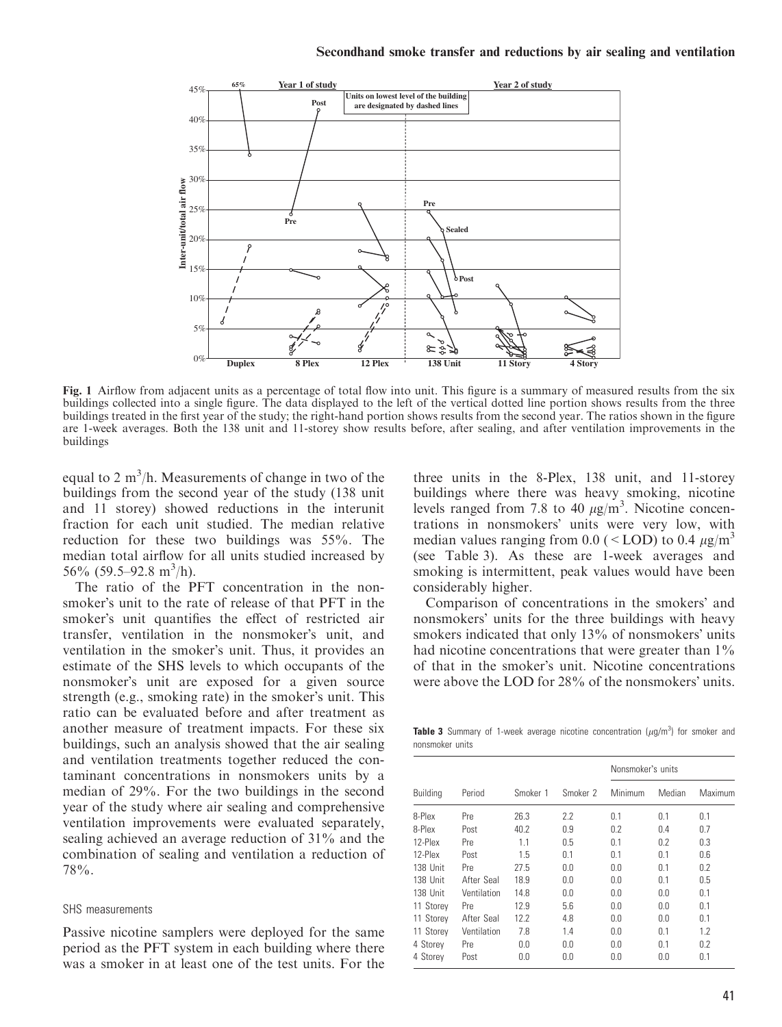**Fig. 1** Airflow from adjacent units as a percentage of total flow into unit. This figure is a summary of measured results from the six buildings collected into a single figure. The data displayed to the left of the vertical dotted line portion shows results from the three buildings treated in the first year of the study; the right-hand portion shows results from the second year. The ratios shown in the figure are 1-week averages. Both the 138 unit and 11-storey show results before, after sealing, and after ventilation improvements in the buildings

equal to 2 $m^3$/h. Measurements of change in two of the buildings from the second year of the study (138 unit and 11 storey) showed reductions in the interunit fraction for each unit studied. The median relative reduction for these two buildings was 55%. The median total airflow for all units studied increased by 56% (59.5–92.8 $m^3$/h).

The ratio of the PFT concentration in the nonsmoker's unit to the rate of release of that PFT in the smoker's unit quantifies the effect of restricted air transfer, ventilation in the nonsmoker's unit, and ventilation in the smoker's unit. Thus, it provides an estimate of the SHS levels to which occupants of the nonsmoker's unit are exposed for a given source strength (e.g., smoking rate) in the smoker's unit. This ratio can be evaluated before and after treatment as another measure of treatment impacts. For these six buildings, such an analysis showed that the air sealing and ventilation treatments together reduced the contaminant concentrations in nonsmokers units by a median of 29%. For the two buildings in the second year of the study where air sealing and comprehensive ventilation improvements were evaluated separately, sealing achieved an average reduction of 31% and the combination of sealing and ventilation a reduction of 78%.

### SHS measurements

Passive nicotine samplers were deployed for the same period as the PFT system in each building where there was a smoker in at least one of the test units. For the three units in the 8-Plex, 138 unit, and 11-storey buildings where there was heavy smoking, nicotine levels ranged from 7.8 to 40 $\mu g/m^3$. Nicotine concentrations in nonsmokers' units were very low, with median values ranging from 0.0 (< LOD) to 0.4 $\mu g/m^3$ (see Table 3). As these are 1-week averages and smoking is intermittent, peak values would have been considerably higher.

Comparison of concentrations in the smokers' and nonsmokers' units for the three buildings with heavy smokers indicated that only 13% of nonsmokers' units had nicotine concentrations that were greater than 1% of that in the smoker's unit. Nicotine concentrations were above the LOD for 28% of the nonsmokers' units.

**Table 3** Summary of 1-week average nicotine concentration ($\mu g/m^3$) for smoker and nonsmoker units

| Building | Period | Smoker 1 | Smoker 2 | Nonsmoker's units | | |
|---|---|---|---|---|---|---|
| | | | | Minimum | Median | Maximum |
| 8-Plex | Pre | 26.3 | 2.2 | 0.1 | 0.1 | 0.1 |
| 8-Plex | Post | 40.2 | 0.9 | 0.2 | 0.4 | 0.7 |
| 12-Plex | Pre | 1.1 | 0.5 | 0.1 | 0.2 | 0.3 |
| 12-Plex | Post | 1.5 | 0.1 | 0.1 | 0.1 | 0.6 |
| 138 Unit | Pre | 27.5 | 0.0 | 0.0 | 0.1 | 0.2 |
| 138 Unit | After Seal | 18.9 | 0.0 | 0.0 | 0.1 | 0.5 |
| 138 Unit | Ventilation | 14.8 | 0.0 | 0.0 | 0.0 | 0.1 |
| 11 Storey | Pre | 12.9 | 5.6 | 0.0 | 0.0 | 0.1 |
| 11 Storey | After Seal | 12.2 | 4.8 | 0.0 | 0.0 | 0.1 |
| 11 Storey | Ventilation | 7.8 | 1.4 | 0.0 | 0.1 | 1.2 |
| 4 Storey | Pre | 0.0 | 0.0 | 0.0 | 0.1 | 0.2 |
| 4 Storey | Post | 0.0 | 0.0 | 0.0 | 0.0 | 0.1 |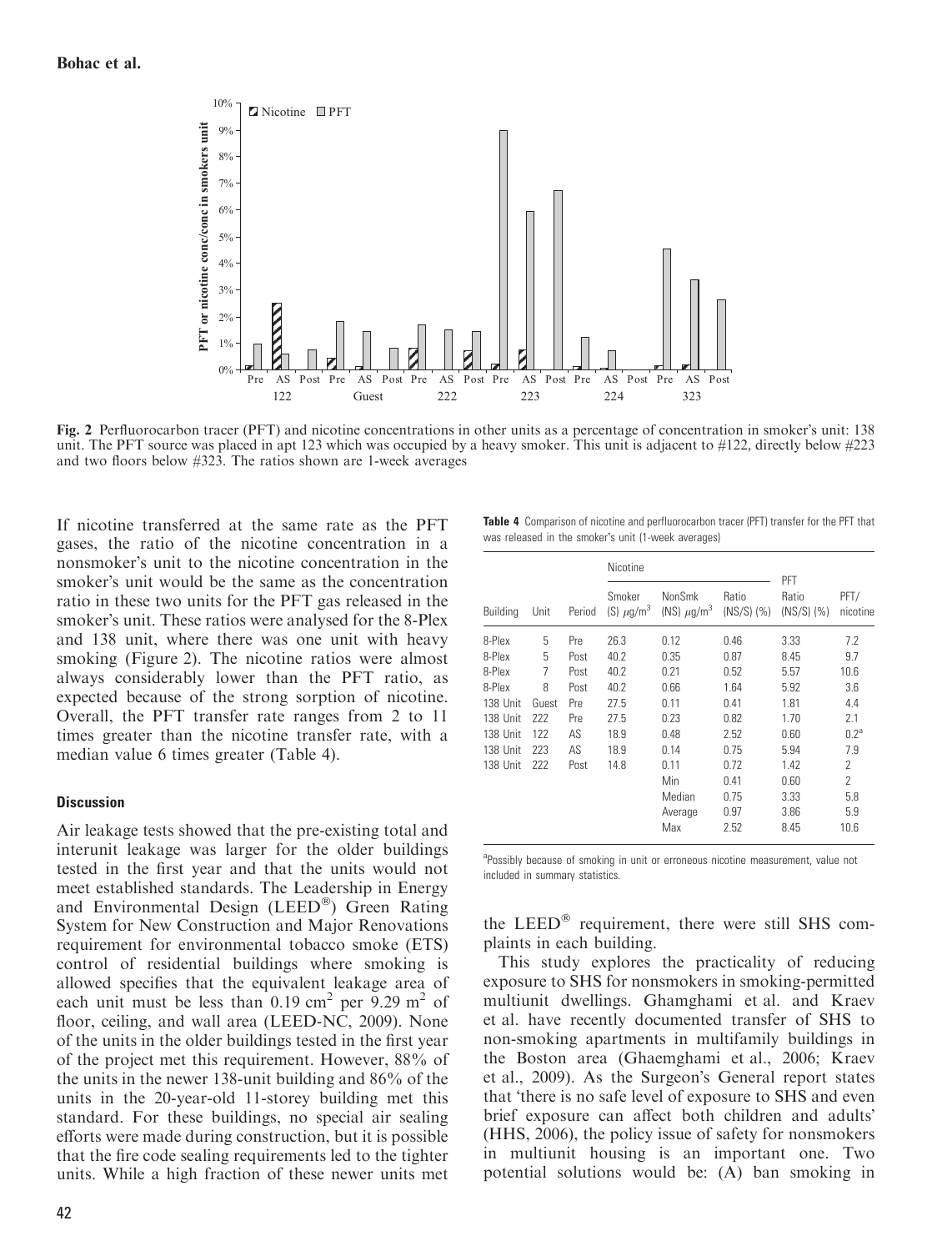Fig. 2 Perfluorocarbon tracer (PFT) and nicotine concentrations in other units as a percentage of concentration in smoker's unit: 138 unit. The PFT source was placed in apt 123 which was occupied by a heavy smoker. This unit is adjacent to #122, directly below #223 and two floors below #323. The ratios shown are 1-week averages

If nicotine transferred at the same rate as the PFT gases, the ratio of the nicotine concentration in a nonsmoker's unit to the nicotine concentration in the smoker's unit would be the same as the concentration ratio in these two units for the PFT gas released in the smoker's unit. These ratios were analysed for the 8-Plex and 138 unit, where there was one unit with heavy smoking (Figure 2). The nicotine ratios were almost always considerably lower than the PFT ratio, as expected because of the strong sorption of nicotine. Overall, the PFT transfer rate ranges from 2 to 11 times greater than the nicotine transfer rate, with a median value 6 times greater (Table 4).

**Table 4** Comparison of nicotine and perfluorocarbon tracer (PFT) transfer for the PFT that was released in the smoker's unit (1-week averages)

| Building | Unit | Period | Nicotine | | | PFT | PFT/nicotine |
|---|---|---|---|---|---|---|---|
| | | | Smoker (S) $\mu g/m^3$ | NonSmk (NS) $\mu g/m^3$ | Ratio (NS/S) (%) | Ratio (NS/S) (%) | |
| 8-Plex | 5 | Pre | 26.3 | 0.12 | 0.46 | 3.33 | 7.2 |
| 8-Plex | 5 | Post | 40.2 | 0.35 | 0.87 | 8.45 | 9.7 |
| 8-Plex | 7 | Post | 40.2 | 0.21 | 0.52 | 5.57 | 10.6 |
| 8-Plex | 8 | Post | 40.2 | 0.66 | 1.64 | 5.92 | 3.6 |
| 138 Unit | Guest | Pre | 27.5 | 0.11 | 0.41 | 1.81 | 4.4 |
| 138 Unit | 222 | Pre | 27.5 | 0.23 | 0.82 | 1.70 | 2.1 |
| 138 Unit | 122 | AS | 18.9 | 0.48 | 2.52 | 0.60 | 0.2[a] |
| 138 Unit | 223 | AS | 18.9 | 0.14 | 0.75 | 5.94 | 7.9 |
| 138 Unit | 222 | Post | 14.8 | 0.11 | 0.72 | 1.42 | 2 |
| | | | | Min | 0.41 | 0.60 | 2 |
| | | | | Median | 0.75 | 3.33 | 5.8 |
| | | | | Average | 0.97 | 3.86 | 5.9 |
| | | | | Max | 2.52 | 8.45 | 10.6 |

[a]Possibly because of smoking in unit or erroneous nicotine measurement, value not included in summary statistics.

### Discussion

Air leakage tests showed that the pre-existing total and interunit leakage was larger for the older buildings tested in the first year and that the units would not meet established standards. The Leadership in Energy and Environmental Design (LEED®) Green Rating System for New Construction and Major Renovations requirement for environmental tobacco smoke (ETS) control of residential buildings where smoking is allowed specifies that the equivalent leakage area of each unit must be less than 0.19 $cm^2$ per 9.29 $m^2$ of floor, ceiling, and wall area (LEED-NC, 2009). None of the units in the older buildings tested in the first year of the project met this requirement. However, 88% of the units in the newer 138-unit building and 86% of the units in the 20-year-old 11-storey building met this standard. For these buildings, no special air sealing efforts were made during construction, but it is possible that the fire code sealing requirements led to the tighter units. While a high fraction of these newer units met the LEED® requirement, there were still SHS complaints in each building.

This study explores the practicality of reducing exposure to SHS for nonsmokers in smoking-permitted multiunit dwellings. Ghamghami et al. and Kraev et al. have recently documented transfer of SHS to non-smoking apartments in multifamily buildings in the Boston area (Ghaemghami et al., 2006; Kraev et al., 2009). As the Surgeon's General report states that 'there is no safe level of exposure to SHS and even brief exposure can affect both children and adults' (HHS, 2006), the policy issue of safety for nonsmokers in multiunit housing is an important one. Two potential solutions would be: (A) ban smoking in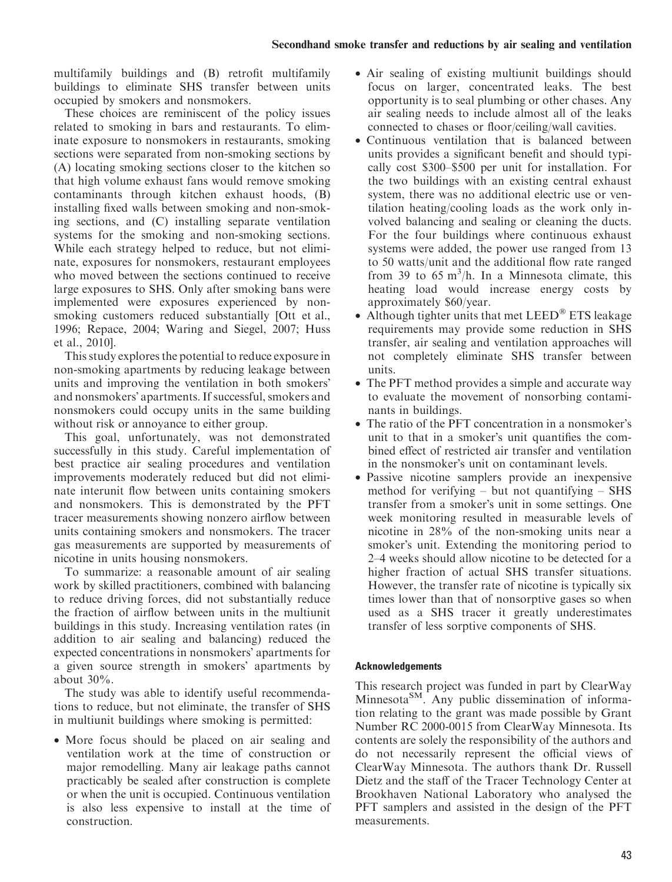multifamily buildings and (B) retrofit multifamily buildings to eliminate SHS transfer between units occupied by smokers and nonsmokers.

These choices are reminiscent of the policy issues related to smoking in bars and restaurants. To eliminate exposure to nonsmokers in restaurants, smoking sections were separated from non-smoking sections by (A) locating smoking sections closer to the kitchen so that high volume exhaust fans would remove smoking contaminants through kitchen exhaust hoods, (B) installing fixed walls between smoking and non-smoking sections, and (C) installing separate ventilation systems for the smoking and non-smoking sections. While each strategy helped to reduce, but not eliminate, exposures for nonsmokers, restaurant employees who moved between the sections continued to receive large exposures to SHS. Only after smoking bans were implemented were exposures experienced by nonsmoking customers reduced substantially [Ott et al., 1996; Repace, 2004; Waring and Siegel, 2007; Huss et al., 2010].

This study explores the potential to reduce exposure in non-smoking apartments by reducing leakage between units and improving the ventilation in both smokers' and nonsmokers' apartments. If successful, smokers and nonsmokers could occupy units in the same building without risk or annoyance to either group.

This goal, unfortunately, was not demonstrated successfully in this study. Careful implementation of best practice air sealing procedures and ventilation improvements moderately reduced but did not eliminate interunit flow between units containing smokers and nonsmokers. This is demonstrated by the PFT tracer measurements showing nonzero airflow between units containing smokers and nonsmokers. The tracer gas measurements are supported by measurements of nicotine in units housing nonsmokers.

To summarize: a reasonable amount of air sealing work by skilled practitioners, combined with balancing to reduce driving forces, did not substantially reduce the fraction of airflow between units in the multiunit buildings in this study. Increasing ventilation rates (in addition to air sealing and balancing) reduced the expected concentrations in nonsmokers' apartments for a given source strength in smokers' apartments by about 30%.

The study was able to identify useful recommendations to reduce, but not eliminate, the transfer of SHS in multiunit buildings where smoking is permitted:

- More focus should be placed on air sealing and ventilation work at the time of construction or major remodelling. Many air leakage paths cannot practicably be sealed after construction is complete or when the unit is occupied. Continuous ventilation is also less expensive to install at the time of construction.
- Air sealing of existing multiunit buildings should focus on larger, concentrated leaks. The best opportunity is to seal plumbing or other chases. Any air sealing needs to include almost all of the leaks connected to chases or floor/ceiling/wall cavities.
- Continuous ventilation that is balanced between units provides a significant benefit and should typically cost \$300–\$500 per unit for installation. For the two buildings with an existing central exhaust system, there was no additional electric use or ventilation heating/cooling loads as the work only involved balancing and sealing or cleaning the ducts. For the four buildings where continuous exhaust systems were added, the power use ranged from 13 to 50 watts/unit and the additional flow rate ranged from 39 to 65 $m^3$/h. In a Minnesota climate, this heating load would increase energy costs by approximately \$60/year.
- Although tighter units that met LEED® ETS leakage requirements may provide some reduction in SHS transfer, air sealing and ventilation approaches will not completely eliminate SHS transfer between units.
- The PFT method provides a simple and accurate way to evaluate the movement of nonsorbing contaminants in buildings.
- The ratio of the PFT concentration in a nonsmoker's unit to that in a smoker's unit quantifies the combined effect of restricted air transfer and ventilation in the nonsmoker's unit on contaminant levels.
- Passive nicotine samplers provide an inexpensive method for verifying – but not quantifying – SHS transfer from a smoker's unit in some settings. One week monitoring resulted in measurable levels of nicotine in 28% of the non-smoking units near a smoker's unit. Extending the monitoring period to 2–4 weeks should allow nicotine to be detected for a higher fraction of actual SHS transfer situations. However, the transfer rate of nicotine is typically six times lower than that of nonsorptive gases so when used as a SHS tracer it greatly underestimates transfer of less sorptive components of SHS.

#### Acknowledgements

This research project was funded in part by ClearWay Minnesota℠. Any public dissemination of information relating to the grant was made possible by Grant Number RC 2000-0015 from ClearWay Minnesota. Its contents are solely the responsibility of the authors and do not necessarily represent the official views of ClearWay Minnesota. The authors thank Dr. Russell Dietz and the staff of the Tracer Technology Center at Brookhaven National Laboratory who analysed the PFT samplers and assisted in the design of the PFT measurements.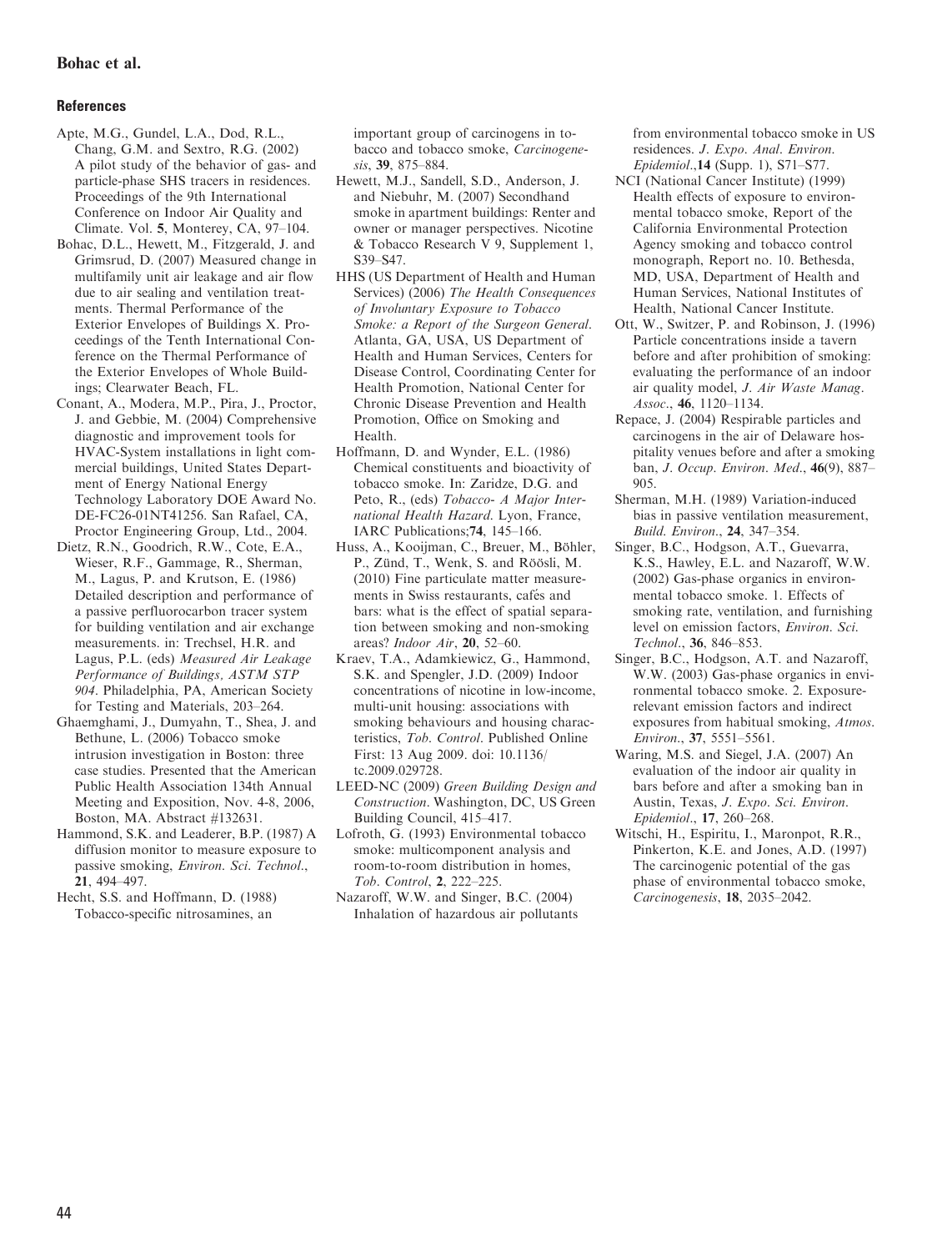## References

Apte, M.G., Gundel, L.A., Dod, R.L., Chang, G.M. and Sextro, R.G. (2002) A pilot study of the behavior of gas- and particle-phase SHS tracers in residences. Proceedings of the 9th International Conference on Indoor Air Quality and Climate. Vol. **5**, Monterey, CA, 97–104.

Bohac, D.L., Hewett, M., Fitzgerald, J. and Grimsrud, D. (2007) Measured change in multifamily unit air leakage and air flow due to air sealing and ventilation treatments. Thermal Performance of the Exterior Envelopes of Buildings X. Proceedings of the Tenth International Conference on the Thermal Performance of the Exterior Envelopes of Whole Buildings; Clearwater Beach, FL.

Conant, A., Modera, M.P., Pira, J., Proctor, J. and Gebbie, M. (2004) Comprehensive diagnostic and improvement tools for HVAC-System installations in light commercial buildings, United States Department of Energy National Energy Technology Laboratory DOE Award No. DE-FC26-01NT41256. San Rafael, CA, Proctor Engineering Group, Ltd., 2004.

Dietz, R.N., Goodrich, R.W., Cote, E.A., Wieser, R.F., Gammage, R., Sherman, M., Lagus, P. and Krutson, E. (1986) Detailed description and performance of a passive perfluorocarbon tracer system for building ventilation and air exchange measurements. in: Trechsel, H.R. and Lagus, P.L. (eds) *Measured Air Leakage Performance of Buildings, ASTM STP 904*. Philadelphia, PA, American Society for Testing and Materials, 203–264.

Ghaemghami, J., Dumyahn, T., Shea, J. and Bethune, L. (2006) Tobacco smoke intrusion investigation in Boston: three case studies. Presented that the American Public Health Association 134th Annual Meeting and Exposition, Nov. 4-8, 2006, Boston, MA. Abstract #132631.

Hammond, S.K. and Leaderer, B.P. (1987) A diffusion monitor to measure exposure to passive smoking, *Environ. Sci. Technol.*, **21**, 494–497.

Hecht, S.S. and Hoffmann, D. (1988) Tobacco-specific nitrosamines, an important group of carcinogens in tobacco and tobacco smoke, *Carcinogenesis*, **39**, 875–884.

Hewett, M.J., Sandell, S.D., Anderson, J. and Niebuhr, M. (2007) Secondhand smoke in apartment buildings: Renter and owner or manager perspectives. Nicotine & Tobacco Research V 9, Supplement 1, S39–S47.

HHS (US Department of Health and Human Services) (2006) *The Health Consequences of Involuntary Exposure to Tobacco Smoke: a Report of the Surgeon General*. Atlanta, GA, USA, US Department of Health and Human Services, Centers for Disease Control, Coordinating Center for Health Promotion, National Center for Chronic Disease Prevention and Health Promotion, Office on Smoking and Health.

Hoffmann, D. and Wynder, E.L. (1986) Chemical constituents and bioactivity of tobacco smoke. In: Zaridze, D.G. and Peto, R., (eds) *Tobacco- A Major International Health Hazard*. Lyon, France, IARC Publications;**74**, 145–166.

Huss, A., Kooijman, C., Breuer, M., Böhler, P., Zünd, T., Wenk, S. and Röösli, M. (2010) Fine particulate matter measurements in Swiss restaurants, cafés and bars: what is the effect of spatial separation between smoking and non-smoking areas? *Indoor Air*, **20**, 52–60.

Kraev, T.A., Adamkiewicz, G., Hammond, S.K. and Spengler, J.D. (2009) Indoor concentrations of nicotine in low-income, multi-unit housing: associations with smoking behaviours and housing characteristics, *Tob. Control*. Published Online First: 13 Aug 2009. doi: 10.1136/tc.2009.029728.

LEED-NC (2009) *Green Building Design and Construction*. Washington, DC, US Green Building Council, 415–417.

Lofroth, G. (1993) Environmental tobacco smoke: multicomponent analysis and room-to-room distribution in homes, *Tob. Control*, **2**, 222–225.

Nazaroff, W.W. and Singer, B.C. (2004) Inhalation of hazardous air pollutants from environmental tobacco smoke in US residences. *J. Expo. Anal. Environ. Epidemiol.*,**14** (Supp. 1), S71–S77.

NCI (National Cancer Institute) (1999) Health effects of exposure to environmental tobacco smoke, Report of the California Environmental Protection Agency smoking and tobacco control monograph, Report no. 10. Bethesda, MD, USA, Department of Health and Human Services, National Institutes of Health, National Cancer Institute.

Ott, W., Switzer, P. and Robinson, J. (1996) Particle concentrations inside a tavern before and after prohibition of smoking: evaluating the performance of an indoor air quality model, *J. Air Waste Manag. Assoc.*, **46**, 1120–1134.

Repace, J. (2004) Respirable particles and carcinogens in the air of Delaware hospitality venues before and after a smoking ban, *J. Occup. Environ. Med.*, **46**(9), 887–905.

Sherman, M.H. (1989) Variation-induced bias in passive ventilation measurement, *Build. Environ.*, **24**, 347–354.

Singer, B.C., Hodgson, A.T., Guevarra, K.S., Hawley, E.L. and Nazaroff, W.W. (2002) Gas-phase organics in environmental tobacco smoke. 1. Effects of smoking rate, ventilation, and furnishing level on emission factors, *Environ. Sci. Technol.*, **36**, 846–853.

Singer, B.C., Hodgson, A.T. and Nazaroff, W.W. (2003) Gas-phase organics in environmental tobacco smoke. 2. Exposure-relevant emission factors and indirect exposures from habitual smoking, *Atmos. Environ.*, **37**, 5551–5561.

Waring, M.S. and Siegel, J.A. (2007) An evaluation of the indoor air quality in bars before and after a smoking ban in Austin, Texas, *J. Expo. Sci. Environ. Epidemiol.*, **17**, 260–268.

Witschi, H., Espiritu, I., Maronpot, R.R., Pinkerton, K.E. and Jones, A.D. (1997) The carcinogenic potential of the gas phase of environmental tobacco smoke, *Carcinogenesis*, **18**, 2035–2042.